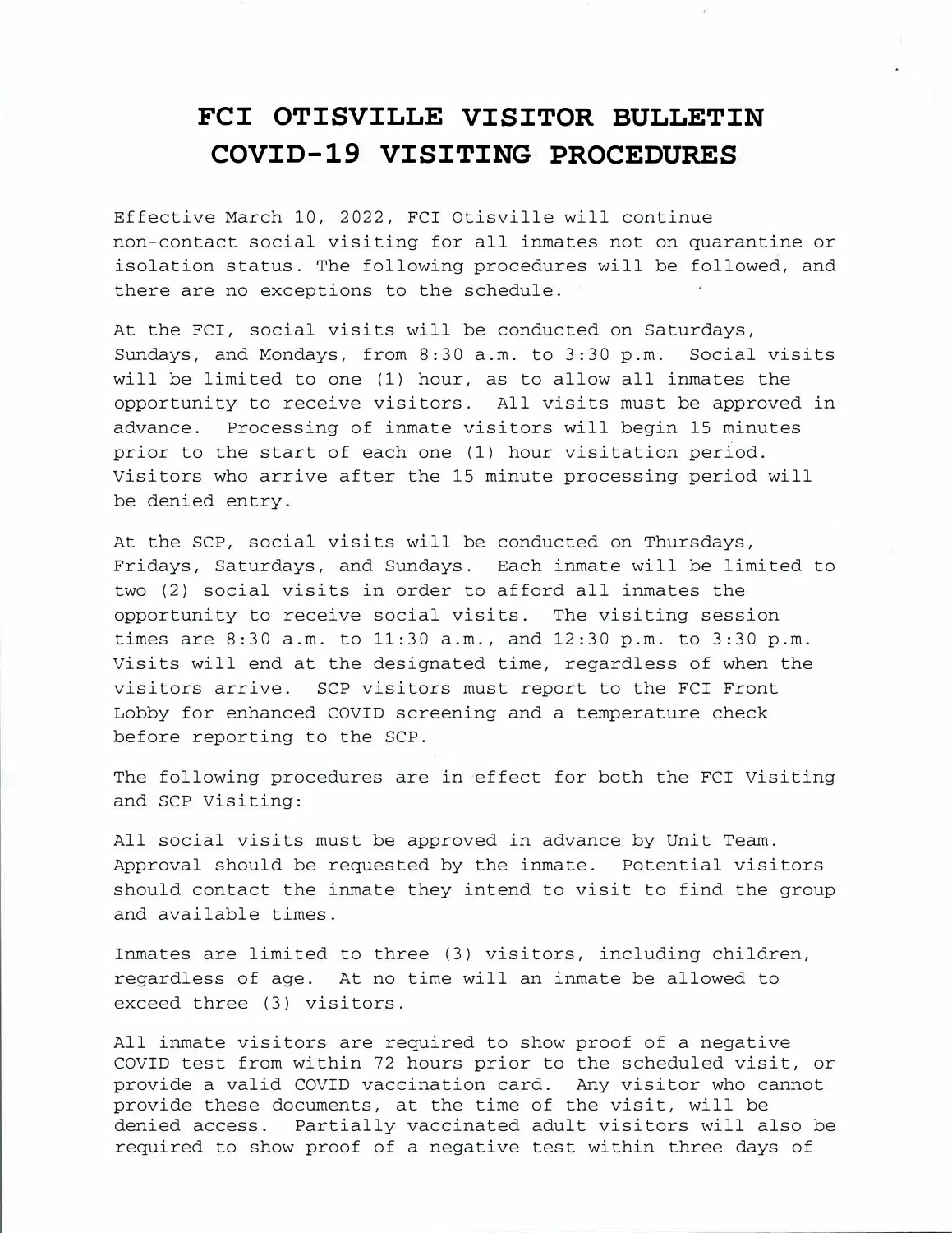# FCI OTISVILLE VISITOR BULLETIN
# COVID-19 VISITING PROCEDURES

Effective March 10, 2022, FCI Otisville will continue non-contact social visiting for all inmates not on quarantine or isolation status. The following procedures will be followed, and there are no exceptions to the schedule.

At the FCI, social visits will be conducted on Saturdays, Sundays, and Mondays, from 8:30 a.m. to 3:30 p.m. Social visits will be limited to one (1) hour, as to allow all inmates the opportunity to receive visitors. All visits must be approved in advance. Processing of inmate visitors will begin 15 minutes prior to the start of each one (1) hour visitation period. Visitors who arrive after the 15 minute processing period will be denied entry.

At the SCP, social visits will be conducted on Thursdays, Fridays, Saturdays, and Sundays. Each inmate will be limited to two (2) social visits in order to afford all inmates the opportunity to receive social visits. The visiting session times are 8:30 a.m. to 11:30 a.m., and 12:30 p.m. to 3:30 p.m. Visits will end at the designated time, regardless of when the visitors arrive. SCP visitors must report to the FCI Front Lobby for enhanced COVID screening and a temperature check before reporting to the SCP.

The following procedures are in effect for both the FCI Visiting and SCP Visiting:

All social visits must be approved in advance by Unit Team. Approval should be requested by the inmate. Potential visitors should contact the inmate they intend to visit to find the group and available times.

Inmates are limited to three (3) visitors, including children, regardless of age. At no time will an inmate be allowed to exceed three (3) visitors.

All inmate visitors are required to show proof of a negative COVID test from within 72 hours prior to the scheduled visit, or provide a valid COVID vaccination card. Any visitor who cannot provide these documents, at the time of the visit, will be denied access. Partially vaccinated adult visitors will also be required to show proof of a negative test within three days of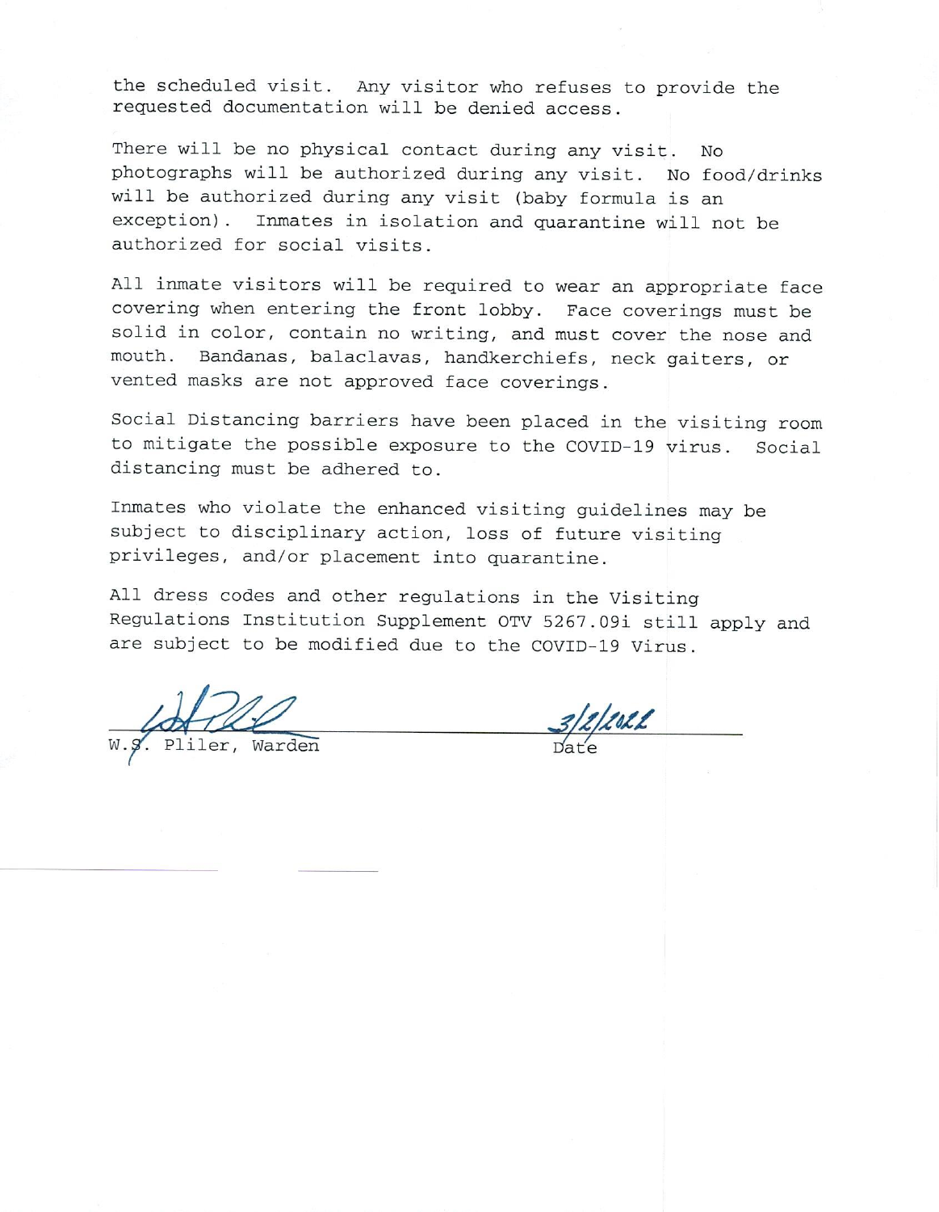the scheduled visit. Any visitor who refuses to provide the requested documentation will be denied access.

There will be no physical contact during any visit. No photographs will be authorized during any visit. No food/drinks will be authorized during any visit (baby formula is an exception). Inmates in isolation and quarantine will not be authorized for social visits.

All inmate visitors will be required to wear an appropriate face covering when entering the front lobby. Face coverings must be solid in color, contain no writing, and must cover the nose and mouth. Bandanas, balaclavas, handkerchiefs, neck gaiters, or vented masks are not approved face coverings.

Social Distancing barriers have been placed in the visiting room to mitigate the possible exposure to the COVID-19 virus. Social distancing must be adhered to.

Inmates who violate the enhanced visiting guidelines may be subject to disciplinary action, loss of future visiting privileges, and/or placement into quarantine.

All dress codes and other regulations in the Visiting Regulations Institution Supplement OTV 5267.09i still apply and are subject to be modified due to the COVID-19 Virus.

W.S. Pliler, Warden

3/2/2022
Date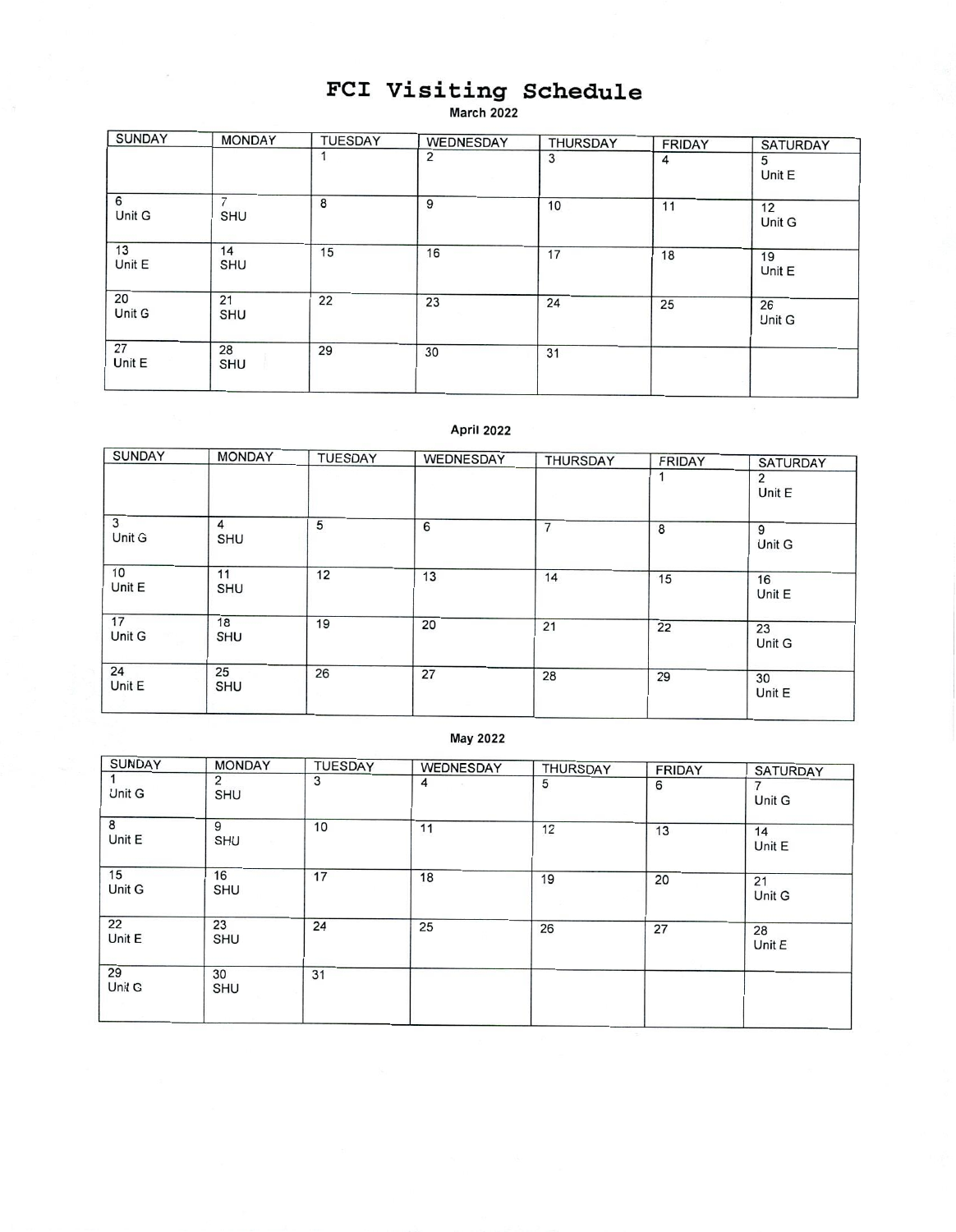# FCI Visiting Schedule

**March 2022**

| SUNDAY | MONDAY | TUESDAY | WEDNESDAY | THURSDAY | FRIDAY | SATURDAY |
| --- | --- | --- | --- | --- | --- | --- |
| | | 1 | 2 | 3 | 4 | 5 Unit E |
| 6 Unit G | 7 SHU | 8 | 9 | 10 | 11 | 12 Unit G |
| 13 Unit E | 14 SHU | 15 | 16 | 17 | 18 | 19 Unit E |
| 20 Unit G | 21 SHU | 22 | 23 | 24 | 25 | 26 Unit G |
| 27 Unit E | 28 SHU | 29 | 30 | 31 | | |

**April 2022**

| SUNDAY | MONDAY | TUESDAY | WEDNESDAY | THURSDAY | FRIDAY | SATURDAY |
| --- | --- | --- | --- | --- | --- | --- |
| | | | | | 1 | 2 Unit E |
| 3 Unit G | 4 SHU | 5 | 6 | 7 | 8 | 9 Unit G |
| 10 Unit E | 11 SHU | 12 | 13 | 14 | 15 | 16 Unit E |
| 17 Unit G | 18 SHU | 19 | 20 | 21 | 22 | 23 Unit G |
| 24 Unit E | 25 SHU | 26 | 27 | 28 | 29 | 30 Unit E |

**May 2022**

| SUNDAY | MONDAY | TUESDAY | WEDNESDAY | THURSDAY | FRIDAY | SATURDAY |
| --- | --- | --- | --- | --- | --- | --- |
| 1 Unit G | 2 SHU | 3 | 4 | 5 | 6 | 7 Unit G |
| 8 Unit E | 9 SHU | 10 | 11 | 12 | 13 | 14 Unit E |
| 15 Unit G | 16 SHU | 17 | 18 | 19 | 20 | 21 Unit G |
| 22 Unit E | 23 SHU | 24 | 25 | 26 | 27 | 28 Unit E |
| 29 Unit G | 30 SHU | 31 | | | | |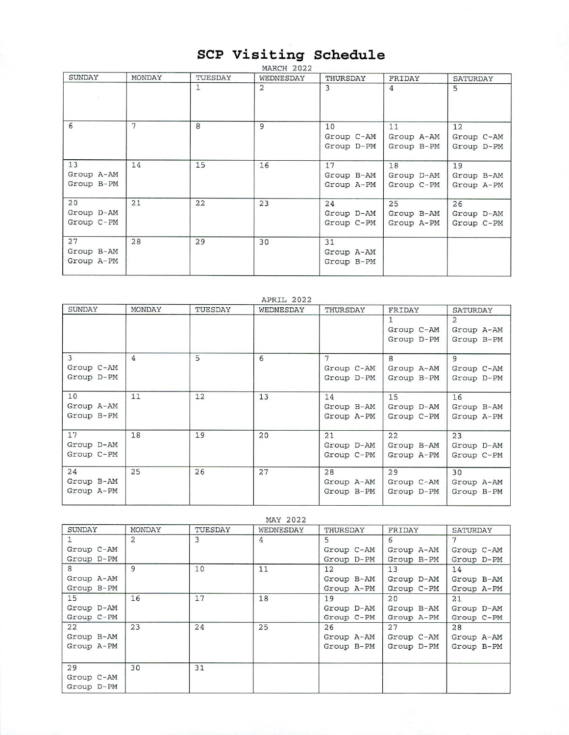# SCP Visiting Schedule

MARCH 2022

| SUNDAY | MONDAY | TUESDAY | WEDNESDAY | THURSDAY | FRIDAY | SATURDAY |
|---|---|---|---|---|---|---|
| | | 1 | 2 | 3 | 4 | 5 |
| 6 | 7 | 8 | 9 | 10 Group C-AM Group D-PM | 11 Group A-AM Group B-PM | 12 Group C-AM Group D-PM |
| 13 Group A-AM Group B-PM | 14 | 15 | 16 | 17 Group B-AM Group A-PM | 18 Group D-AM Group C-PM | 19 Group B-AM Group A-PM |
| 20 Group D-AM Group C-PM | 21 | 22 | 23 | 24 Group D-AM Group C-PM | 25 Group B-AM Group A-PM | 26 Group D-AM Group C-PM |
| 27 Group B-AM Group A-PM | 28 | 29 | 30 | 31 Group A-AM Group B-PM | | |

APRIL 2022

| SUNDAY | MONDAY | TUESDAY | WEDNESDAY | THURSDAY | FRIDAY | SATURDAY |
|---|---|---|---|---|---|---|
| | | | | | 1 Group C-AM Group D-PM | 2 Group A-AM Group B-PM |
| 3 Group C-AM Group D-PM | 4 | 5 | 6 | 7 Group C-AM Group D-PM | 8 Group A-AM Group B-PM | 9 Group C-AM Group D-PM |
| 10 Group A-AM Group B-PM | 11 | 12 | 13 | 14 Group B-AM Group A-PM | 15 Group D-AM Group C-PM | 16 Group B-AM Group A-PM |
| 17 Group D-AM Group C-PM | 18 | 19 | 20 | 21 Group D-AM Group C-PM | 22 Group B-AM Group A-PM | 23 Group D-AM Group C-PM |
| 24 Group B-AM Group A-PM | 25 | 26 | 27 | 28 Group A-AM Group B-PM | 29 Group C-AM Group D-PM | 30 Group A-AM Group B-PM |

MAY 2022

| SUNDAY | MONDAY | TUESDAY | WEDNESDAY | THURSDAY | FRIDAY | SATURDAY |
|---|---|---|---|---|---|---|
| 1 Group C-AM Group D-PM | 2 | 3 | 4 | 5 Group C-AM Group D-PM | 6 Group A-AM Group B-PM | 7 Group C-AM Group D-PM |
| 8 Group A-AM Group B-PM | 9 | 10 | 11 | 12 Group B-AM Group A-PM | 13 Group D-AM Group C-PM | 14 Group B-AM Group A-PM |
| 15 Group D-AM Group C-PM | 16 | 17 | 18 | 19 Group D-AM Group C-PM | 20 Group B-AM Group A-PM | 21 Group D-AM Group C-PM |
| 22 Group B-AM Group A-PM | 23 | 24 | 25 | 26 Group A-AM Group B-PM | 27 Group C-AM Group D-PM | 28 Group A-AM Group B-PM |
| 29 Group C-AM Group D-PM | 30 | 31 | | | | |